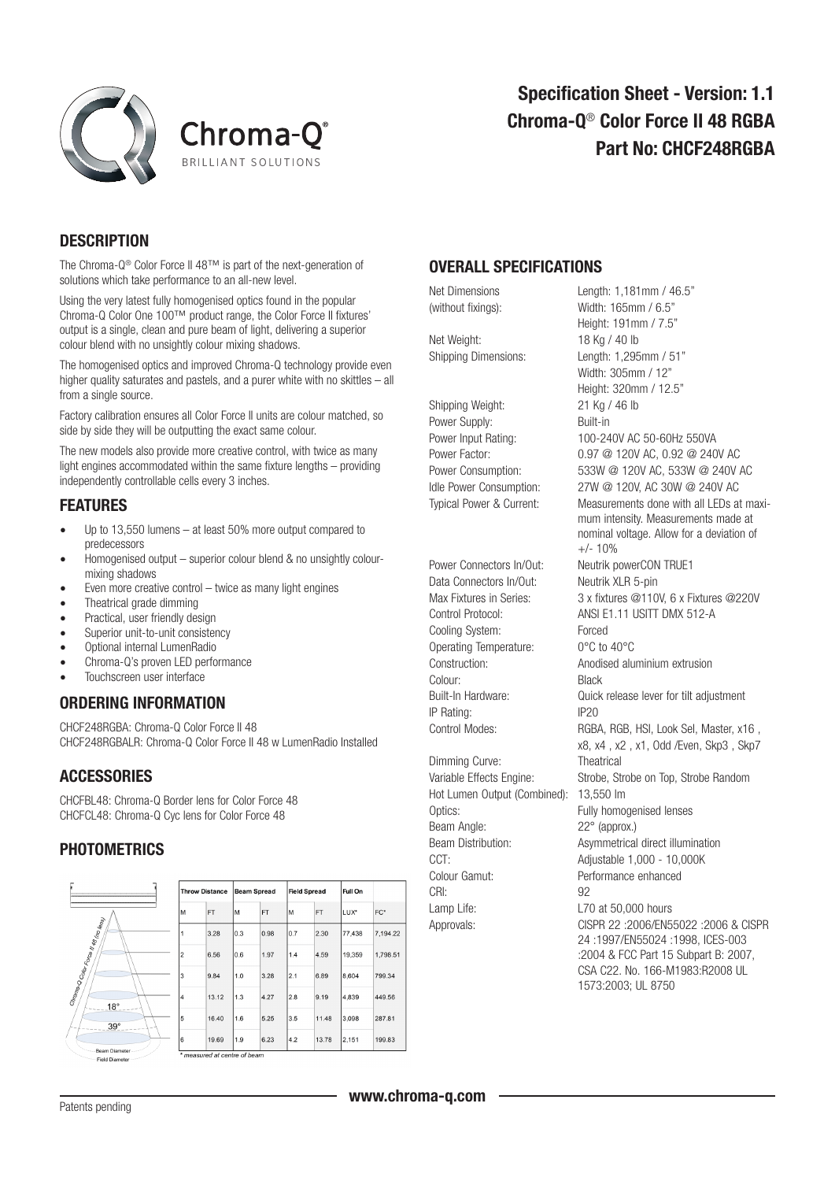# Specification Sheet - Version: 1.1
# Chroma-Q® Color Force II 48 RGBA
# Part No: CHCF248RGBA

## DESCRIPTION

The Chroma-Q® Color Force II 48™ is part of the next-generation of solutions which take performance to an all-new level.

Using the very latest fully homogenised optics found in the popular Chroma-Q Color One 100™ product range, the Color Force II fixtures' output is a single, clean and pure beam of light, delivering a superior colour blend with no unsightly colour mixing shadows.

The homogenised optics and improved Chroma-Q technology provide even higher quality saturates and pastels, and a purer white with no skittles – all from a single source.

Factory calibration ensures all Color Force II units are colour matched, so side by side they will be outputting the exact same colour.

The new models also provide more creative control, with twice as many light engines accommodated within the same fixture lengths – providing independently controllable cells every 3 inches.

## FEATURES

- Up to 13,550 lumens – at least 50% more output compared to predecessors
- Homogenised output – superior colour blend & no unsightly colour-mixing shadows
- Even more creative control – twice as many light engines
- Theatrical grade dimming
- Practical, user friendly design
- Superior unit-to-unit consistency
- Optional internal LumenRadio
- Chroma-Q's proven LED performance
- Touchscreen user interface

## ORDERING INFORMATION

CHCF248RGBA: Chroma-Q Color Force II 48
CHCF248RGBALR: Chroma-Q Color Force II 48 w LumenRadio Installed

## ACCESSORIES

CHCFBL48: Chroma-Q Border lens for Color Force 48
CHCFCL48: Chroma-Q Cyc lens for Color Force 48

## PHOTOMETRICS

Chroma-Q Color Force II 48 (no lens)

18°

39°

Beam Diameter
Field Diameter

| Throw Distance | | Beam Spread | | Field Spread | | Full On | |
|---|---|---|---|---|---|---|---|
| M | FT | M | FT | M | FT | LUX* | FC* |
| 1 | 3.28 | 0.3 | 0.98 | 0.7 | 2.30 | 77,438 | 7,194.22 |
| 2 | 6.56 | 0.6 | 1.97 | 1.4 | 4.59 | 19,359 | 1,798.51 |
| 3 | 9.84 | 1.0 | 3.28 | 2.1 | 6.89 | 8,604 | 799.34 |
| 4 | 13.12 | 1.3 | 4.27 | 2.8 | 9.19 | 4,839 | 449.56 |
| 5 | 16.40 | 1.6 | 5.25 | 3.5 | 11.48 | 3,098 | 287.81 |
| 6 | 19.69 | 1.9 | 6.23 | 4.2 | 13.78 | 2,151 | 199.83 |

\* measured at centre of beam

## OVERALL SPECIFICATIONS

| | |
|---|---|
| Net Dimensions (without fixings): | Length: 1,181mm / 46.5"<br>Width: 165mm / 6.5"<br>Height: 191mm / 7.5" |
| Net Weight: | 18 Kg / 40 lb |
| Shipping Dimensions: | Length: 1,295mm / 51"<br>Width: 305mm / 12"<br>Height: 320mm / 12.5" |
| Shipping Weight: | 21 Kg / 46 lb |
| Power Supply: | Built-in |
| Power Input Rating: | 100-240V AC 50-60Hz 550VA |
| Power Factor: | 0.97 @ 120V AC, 0.92 @ 240V AC |
| Power Consumption: | 533W @ 120V AC, 533W @ 240V AC |
| Idle Power Consumption: | 27W @ 120V, AC 30W @ 240V AC |
| Typical Power & Current: | Measurements done with all LEDs at maximum intensity. Measurements made at nominal voltage. Allow for a deviation of +/- 10% |
| Power Connectors In/Out: | Neutrik powerCON TRUE1 |
| Data Connectors In/Out: | Neutrik XLR 5-pin |
| Max Fixtures in Series: | 3 x fixtures @110V, 6 x Fixtures @220V |
| Control Protocol: | ANSI E1.11 USITT DMX 512-A |
| Cooling System: | Forced |
| Operating Temperature: | 0°C to 40°C |
| Construction: | Anodised aluminium extrusion |
| Colour: | Black |
| Built-In Hardware: | Quick release lever for tilt adjustment |
| IP Rating: | IP20 |
| Control Modes: | RGBA, RGB, HSI, Look Sel, Master, x16 , x8, x4 , x2 , x1, Odd /Even, Skp3 , Skp7 |
| Dimming Curve: | Theatrical |
| Variable Effects Engine: | Strobe, Strobe on Top, Strobe Random |
| Hot Lumen Output (Combined): | 13,550 lm |
| Optics: | Fully homogenised lenses |
| Beam Angle: | 22° (approx.) |
| Beam Distribution: | Asymmetrical direct illumination |
| CCT: | Adjustable 1,000 - 10,000K |
| Colour Gamut: | Performance enhanced |
| CRI: | 92 |
| Lamp Life: | L70 at 50,000 hours |
| Approvals: | CISPR 22 :2006/EN55022 :2006 & CISPR 24 :1997/EN55024 :1998, ICES-003 :2004 & FCC Part 15 Subpart B: 2007, CSA C22. No. 166-M1983:R2008 UL 1573:2003; UL 8750 |

Patents pending

www.chroma-q.com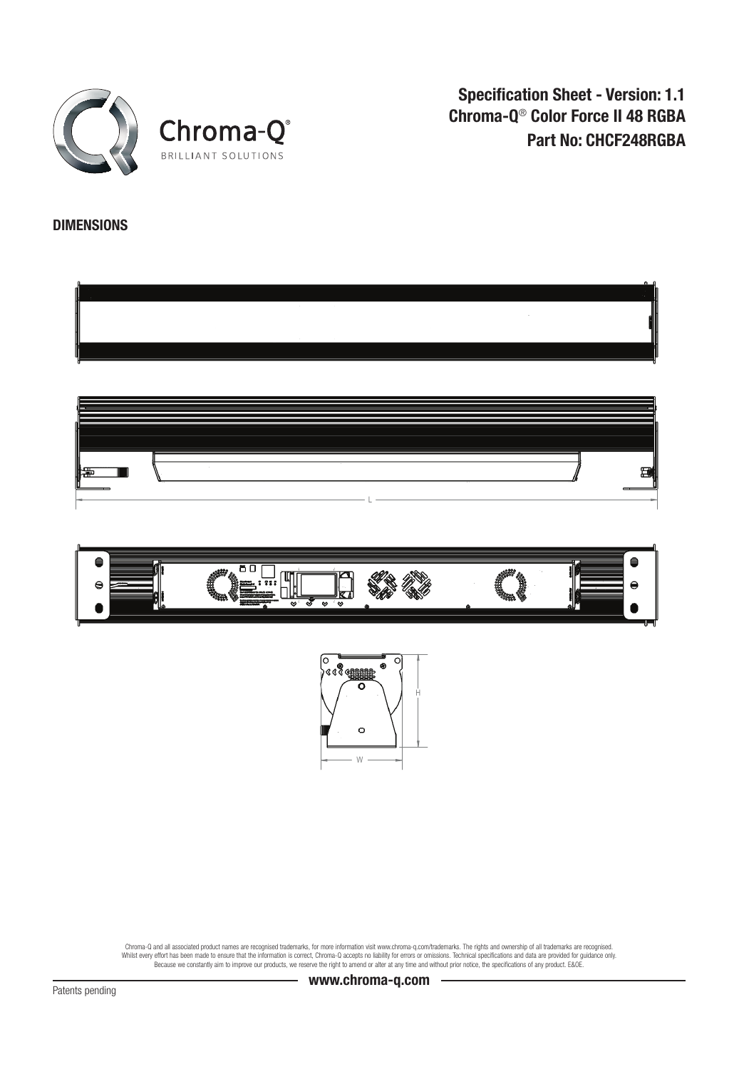**Specification Sheet - Version: 1.1**
**Chroma-Q® Color Force II 48 RGBA**
**Part No: CHCF248RGBA**

## DIMENSIONS

L

H

W

Chroma-Q and all associated product names are recognised trademarks, for more information visit www.chroma-q.com/trademarks. The rights and ownership of all trademarks are recognised.
Whilst every effort has been made to ensure that the information is correct, Chroma-Q accepts no liability for errors or omissions. Technical specifications and data are provided for guidance only.
Because we constantly aim to improve our products, we reserve the right to amend or alter at any time and without prior notice, the specifications of any product. E&OE.

**www.chroma-q.com**

Patents pending